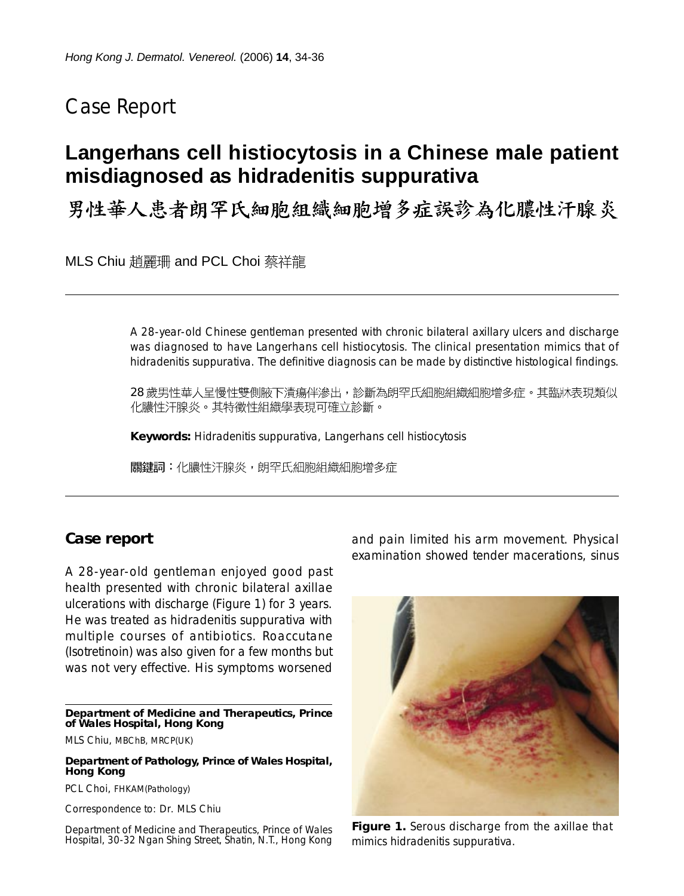# Case Report

## Langerhans cell histiocytosis in a Chinese male patient misdiagnosed as hidradenitis suppurativa

## 男性華人患者朗罕氏細胞組織細胞增多症誤診為化膿性汗腺炎

MLS Chiu 趙麗珊 and PCL Choi 蔡祥龍

A 28-year-old Chinese gentleman presented with chronic bilateral axillary ulcers and discharge was diagnosed to have Langerhans cell histiocytosis. The clinical presentation mimics that of hidradenitis suppurativa. The definitive diagnosis can be made by distinctive histological findings.

28 歲男性華人呈慢性雙側腋下潰瘍伴滲出，診斷為朗罕氏細胞組織細胞增多症。其臨床表現類似化膿性汗腺炎。其特徵性組織學表現可確立診斷。

**Keywords:** Hidradenitis suppurativa, Langerhans cell histiocytosis

**關鍵詞**：化膿性汗腺炎，朗罕氏細胞組織細胞增多症

## Case report

A 28-year-old gentleman enjoyed good past health presented with chronic bilateral axillae ulcerations with discharge (Figure 1) for 3 years. He was treated as hidradenitis suppurativa with multiple courses of antibiotics. Roaccutane (Isotretinoin) was also given for a few months but was not very effective. His symptoms worsened and pain limited his arm movement. Physical examination showed tender macerations, sinus

**Figure 1.** Serous discharge from the axillae that mimics hidradenitis suppurativa.

**Department of Medicine and Therapeutics, Prince of Wales Hospital, Hong Kong**

MLS Chiu, MBChB, MRCP(UK)

**Department of Pathology, Prince of Wales Hospital, Hong Kong**

PCL Choi, FHKAM(Pathology)

Correspondence to: Dr. MLS Chiu

Department of Medicine and Therapeutics, Prince of Wales Hospital, 30-32 Ngan Shing Street, Shatin, N.T., Hong Kong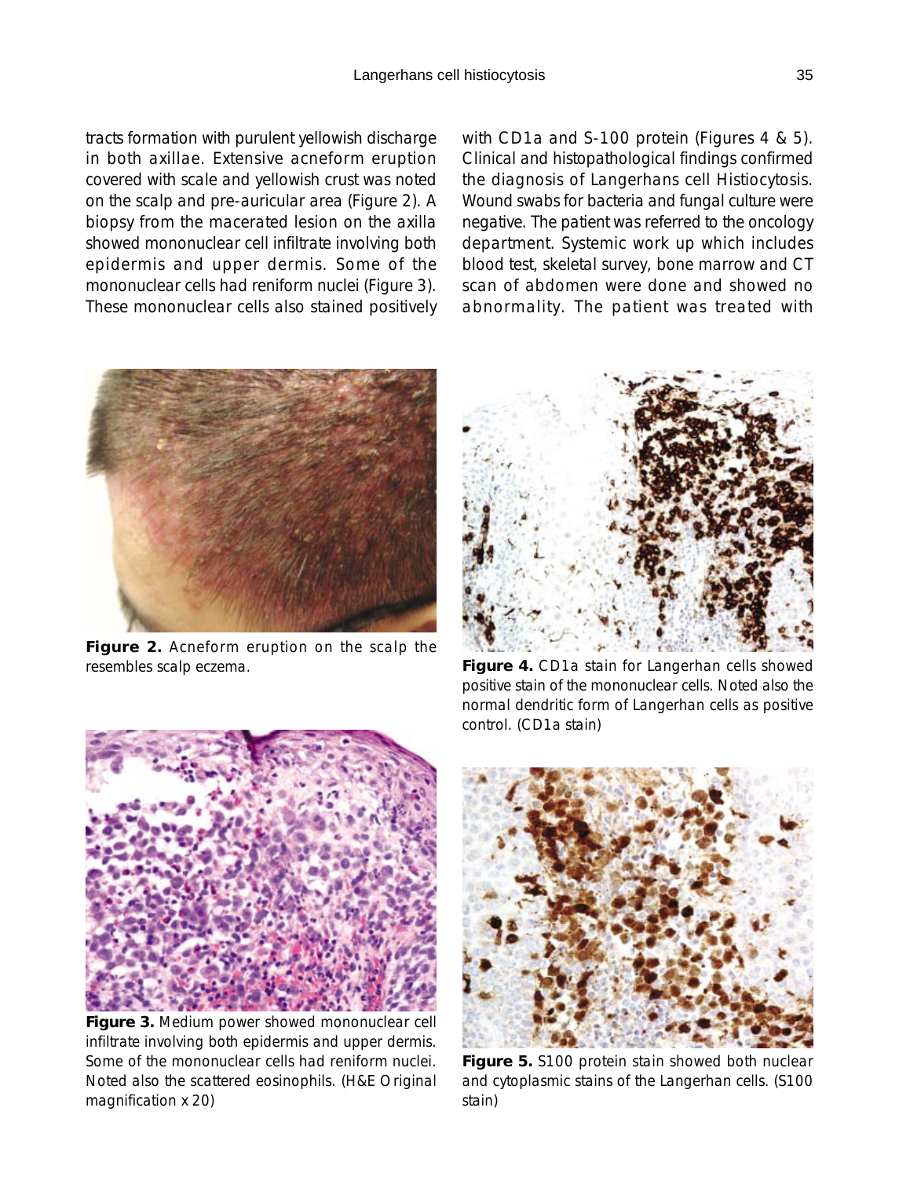tracts formation with purulent yellowish discharge in both axillae. Extensive acneform eruption covered with scale and yellowish crust was noted on the scalp and pre-auricular area (Figure 2). A biopsy from the macerated lesion on the axilla showed mononuclear cell infiltrate involving both epidermis and upper dermis. Some of the mononuclear cells had reniform nuclei (Figure 3). These mononuclear cells also stained positively with CD1a and S-100 protein (Figures 4 & 5). Clinical and histopathological findings confirmed the diagnosis of Langerhans cell Histiocytosis. Wound swabs for bacteria and fungal culture were negative. The patient was referred to the oncology department. Systemic work up which includes blood test, skeletal survey, bone marrow and CT scan of abdomen were done and showed no abnormality. The patient was treated with

**Figure 2.** Acneform eruption on the scalp the resembles scalp eczema.

**Figure 3.** Medium power showed mononuclear cell infiltrate involving both epidermis and upper dermis. Some of the mononuclear cells had reniform nuclei. Noted also the scattered eosinophils. (H&E Original magnification x 20)

**Figure 4.** CD1a stain for Langerhan cells showed positive stain of the mononuclear cells. Noted also the normal dendritic form of Langerhan cells as positive control. (CD1a stain)

**Figure 5.** S100 protein stain showed both nuclear and cytoplasmic stains of the Langerhan cells. (S100 stain)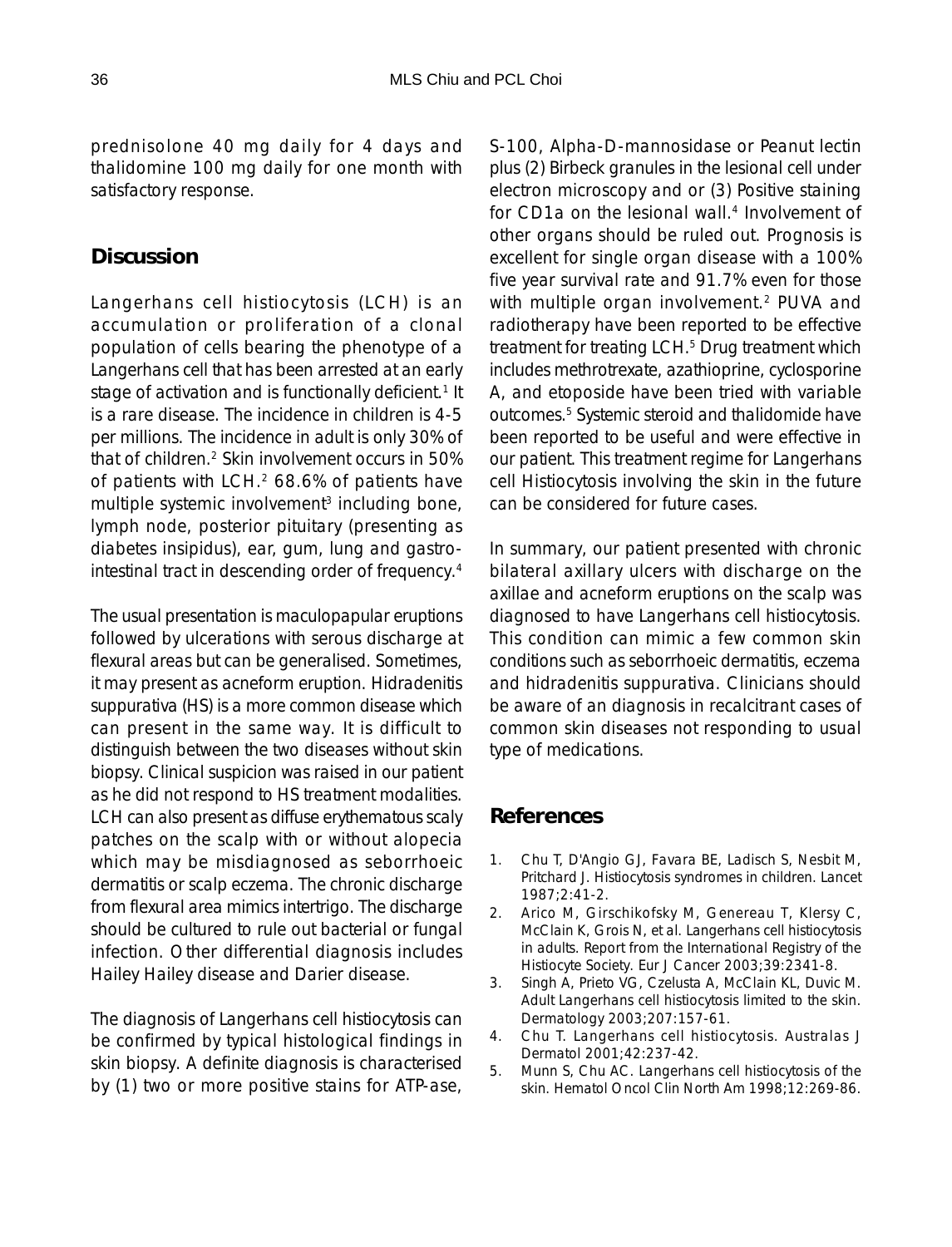prednisolone 40 mg daily for 4 days and thalidomine 100 mg daily for one month with satisfactory response.

## Discussion

Langerhans cell histiocytosis (LCH) is an accumulation or proliferation of a clonal population of cells bearing the phenotype of a Langerhans cell that has been arrested at an early stage of activation and is functionally deficient.[1] It is a rare disease. The incidence in children is 4-5 per millions. The incidence in adult is only 30% of that of children.[2] Skin involvement occurs in 50% of patients with LCH.[2] 68.6% of patients have multiple systemic involvement[3] including bone, lymph node, posterior pituitary (presenting as diabetes insipidus), ear, gum, lung and gastro-intestinal tract in descending order of frequency.[4]

The usual presentation is maculopapular eruptions followed by ulcerations with serous discharge at flexural areas but can be generalised. Sometimes, it may present as acneform eruption. Hidradenitis suppurativa (HS) is a more common disease which can present in the same way. It is difficult to distinguish between the two diseases without skin biopsy. Clinical suspicion was raised in our patient as he did not respond to HS treatment modalities. LCH can also present as diffuse erythematous scaly patches on the scalp with or without alopecia which may be misdiagnosed as seborrhoeic dermatitis or scalp eczema. The chronic discharge from flexural area mimics intertrigo. The discharge should be cultured to rule out bacterial or fungal infection. Other differential diagnosis includes Hailey Hailey disease and Darier disease.

The diagnosis of Langerhans cell histiocytosis can be confirmed by typical histological findings in skin biopsy. A definite diagnosis is characterised by (1) two or more positive stains for ATP-ase, S-100, Alpha-D-mannosidase or Peanut lectin plus (2) Birbeck granules in the lesional cell under electron microscopy and or (3) Positive staining for CD1a on the lesional wall.[4] Involvement of other organs should be ruled out. Prognosis is excellent for single organ disease with a 100% five year survival rate and 91.7% even for those with multiple organ involvement.[2] PUVA and radiotherapy have been reported to be effective treatment for treating LCH.[5] Drug treatment which includes methrotrexate, azathioprine, cyclosporine A, and etoposide have been tried with variable outcomes.[5] Systemic steroid and thalidomide have been reported to be useful and were effective in our patient. This treatment regime for Langerhans cell Histiocytosis involving the skin in the future can be considered for future cases.

In summary, our patient presented with chronic bilateral axillary ulcers with discharge on the axillae and acneform eruptions on the scalp was diagnosed to have Langerhans cell histiocytosis. This condition can mimic a few common skin conditions such as seborrhoeic dermatitis, eczema and hidradenitis suppurativa. Clinicians should be aware of an diagnosis in recalcitrant cases of common skin diseases not responding to usual type of medications.

## References

1. Chu T, D'Angio GJ, Favara BE, Ladisch S, Nesbit M, Pritchard J. Histiocytosis syndromes in children. Lancet 1987;2:41-2.
2. Arico M, Girschikofsky M, Genereau T, Klersy C, McClain K, Grois N, et al. Langerhans cell histiocytosis in adults. Report from the International Registry of the Histiocyte Society. Eur J Cancer 2003;39:2341-8.
3. Singh A, Prieto VG, Czelusta A, McClain KL, Duvic M. Adult Langerhans cell histiocytosis limited to the skin. Dermatology 2003;207:157-61.
4. Chu T. Langerhans cell histiocytosis. Australas J Dermatol 2001;42:237-42.
5. Munn S, Chu AC. Langerhans cell histiocytosis of the skin. Hematol Oncol Clin North Am 1998;12:269-86.